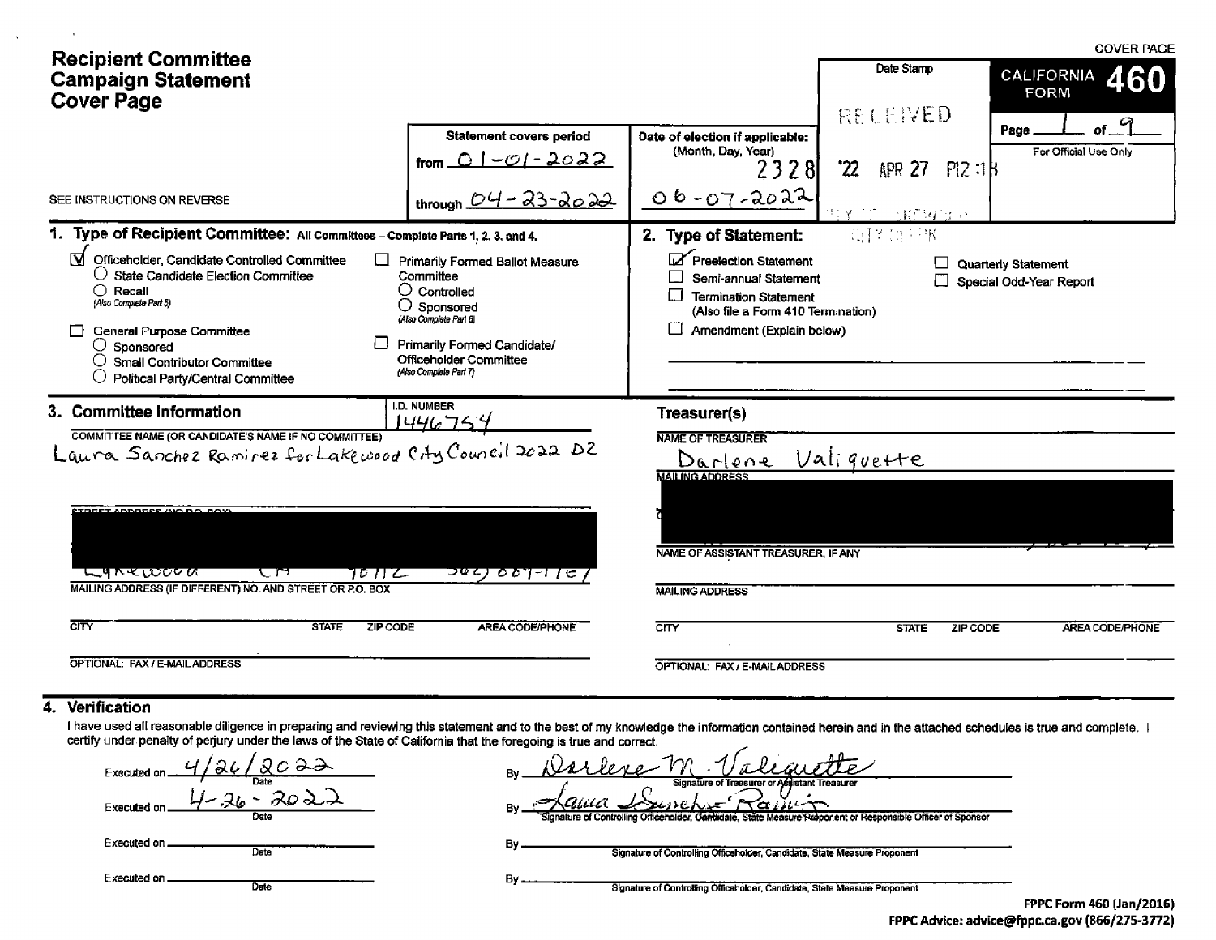COVER PAGE

# Recipient Committee Campaign Statement Cover Page

**CALIFORNIA FORM 460**

Page 1 of 9

For Official Use Only

SEE INSTRUCTIONS ON REVERSE

Statement covers period from 01-01-2022 through 04-23-2022

Date of election if applicable: (Month, Day, Year) 06-07-2022

Date Stamp: RECEIVED 2328 '22 APR 27 P12:18 CITY OF LAKEWOOD CITY CLERK

## 1. Type of Recipient Committee: All Committees – Complete Parts 1, 2, 3, and 4.

- [x] Officeholder, Candidate Controlled Committee
  - ○ State Candidate Election Committee
  - ○ Recall (Also Complete Part 5)
- [ ] General Purpose Committee
  - ○ Sponsored
  - ○ Small Contributor Committee
  - ○ Political Party/Central Committee
- [ ] Primarily Formed Ballot Measure Committee
  - ○ Controlled
  - ○ Sponsored (Also Complete Part 6)
- [ ] Primarily Formed Candidate/Officeholder Committee (Also Complete Part 7)

## 2. Type of Statement:

- [x] Preelection Statement
- [ ] Semi-annual Statement
- [ ] Termination Statement (Also file a Form 410 Termination)
- [ ] Amendment (Explain below)
- [ ] Quarterly Statement
- [ ] Special Odd-Year Report

## 3. Committee Information

I.D. NUMBER: 1446754

COMMITTEE NAME (OR CANDIDATE'S NAME IF NO COMMITTEE): Laura Sanchez Ramirez for Lakewood City Council 2022 D2

STREET ADDRESS (NO P.O. BOX): [REDACTED]

CITY / STATE / ZIP CODE / AREA CODE/PHONE: Lakewood CA 90712 562) 889-1787

MAILING ADDRESS (IF DIFFERENT) NO. AND STREET OR P.O. BOX:

CITY / STATE / ZIP CODE / AREA CODE/PHONE:

OPTIONAL: FAX / E-MAIL ADDRESS

### Treasurer(s)

NAME OF TREASURER: Darlene Valiquette

MAILING ADDRESS: [REDACTED]

NAME OF ASSISTANT TREASURER, IF ANY:

MAILING ADDRESS:

CITY / STATE / ZIP CODE / AREA CODE/PHONE:

OPTIONAL: FAX / E-MAIL ADDRESS

## 4. Verification

I have used all reasonable diligence in preparing and reviewing this statement and to the best of my knowledge the information contained herein and in the attached schedules is true and complete. I certify under penalty of perjury under the laws of the State of California that the foregoing is true and correct.

Executed on 4/26/2022 By Darlene M. Valiquette — Signature of Treasurer or Assistant Treasurer

Executed on 4-26-2022 By Laura Sanchez Ramirez — Signature of Controlling Officeholder, Candidate, State Measure Proponent or Responsible Officer of Sponsor

Executed on ______ By ______ Signature of Controlling Officeholder, Candidate, State Measure Proponent

Executed on ______ By ______ Signature of Controlling Officeholder, Candidate, State Measure Proponent

FPPC Form 460 (Jan/2016)
FPPC Advice: advice@fppc.ca.gov (866/275-3772)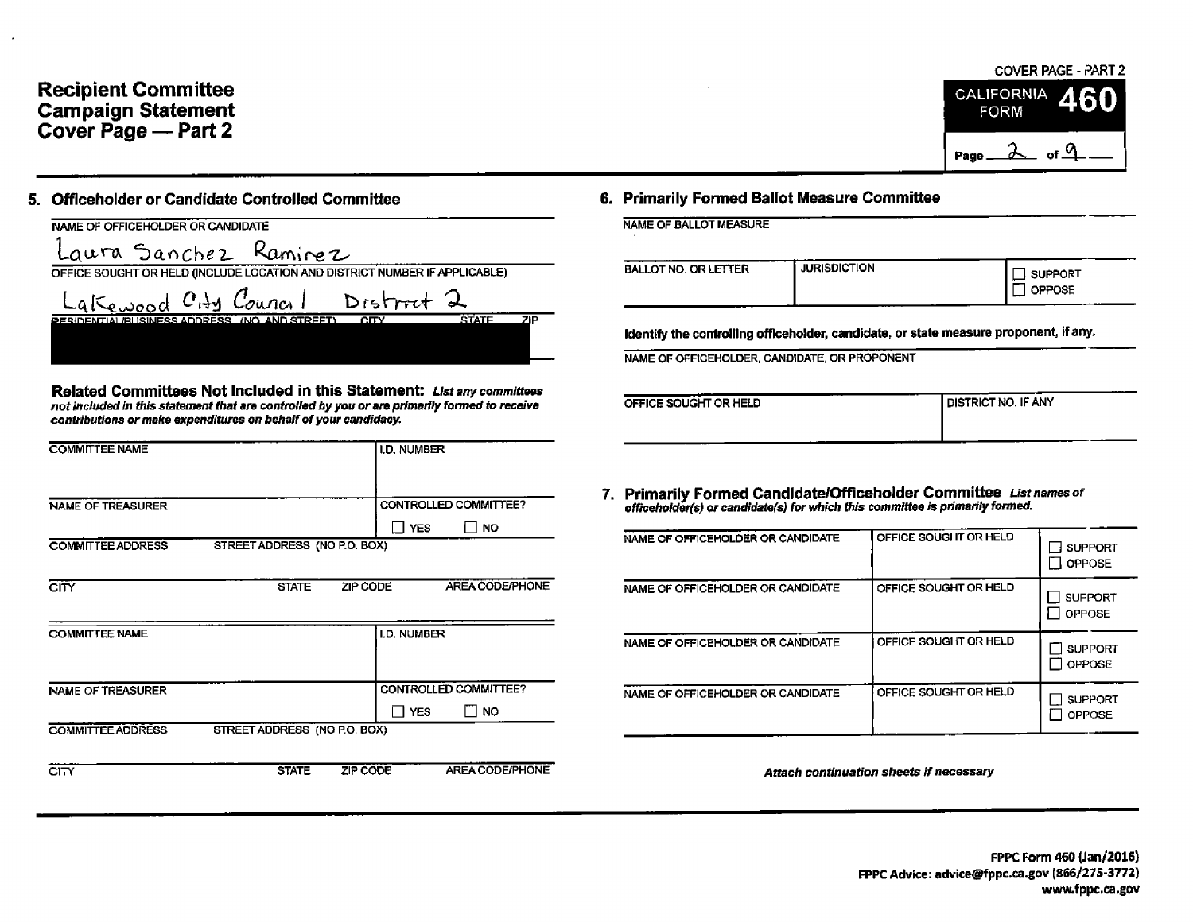# Recipient Committee Campaign Statement Cover Page — Part 2

COVER PAGE - PART 2

**CALIFORNIA FORM 460**

Page 2 of 9

## 5. Officeholder or Candidate Controlled Committee

NAME OF OFFICEHOLDER OR CANDIDATE

Laura Sanchez Ramirez

OFFICE SOUGHT OR HELD (INCLUDE LOCATION AND DISTRICT NUMBER IF APPLICABLE)

Lakewood City Council District 2

RESIDENTIAL/BUSINESS ADDRESS (NO. AND STREET) CITY STATE ZIP

[REDACTED]

**Related Committees Not Included in this Statement:** *List any committees not included in this statement that are controlled by you or are primarily formed to receive contributions or make expenditures on behalf of your candidacy.*

| COMMITTEE NAME | | | I.D. NUMBER |
|---|---|---|---|
| | | | |
| NAME OF TREASURER | | | CONTROLLED COMMITTEE? ☐ YES ☐ NO |
| COMMITTEE ADDRESS | STREET ADDRESS (NO P.O. BOX) | | |
| CITY | STATE | ZIP CODE | AREA CODE/PHONE |

| COMMITTEE NAME | | | I.D. NUMBER |
|---|---|---|---|
| | | | |
| NAME OF TREASURER | | | CONTROLLED COMMITTEE? ☐ YES ☐ NO |
| COMMITTEE ADDRESS | STREET ADDRESS (NO P.O. BOX) | | |
| CITY | STATE | ZIP CODE | AREA CODE/PHONE |

## 6. Primarily Formed Ballot Measure Committee

NAME OF BALLOT MEASURE

| BALLOT NO. OR LETTER | JURISDICTION | ☐ SUPPORT ☐ OPPOSE |
|---|---|---|
| | | |

**Identify the controlling officeholder, candidate, or state measure proponent, if any.**

NAME OF OFFICEHOLDER, CANDIDATE, OR PROPONENT

| OFFICE SOUGHT OR HELD | DISTRICT NO. IF ANY |
|---|---|
| | |

## 7. Primarily Formed Candidate/Officeholder Committee

*List names of officeholder(s) or candidate(s) for which this committee is primarily formed.*

| NAME OF OFFICEHOLDER OR CANDIDATE | OFFICE SOUGHT OR HELD | |
|---|---|---|
| | | ☐ SUPPORT ☐ OPPOSE |
| | | ☐ SUPPORT ☐ OPPOSE |
| | | ☐ SUPPORT ☐ OPPOSE |
| | | ☐ SUPPORT ☐ OPPOSE |

*Attach continuation sheets if necessary*

FPPC Form 460 (Jan/2016)
FPPC Advice: advice@fppc.ca.gov (866/275-3772)
www.fppc.ca.gov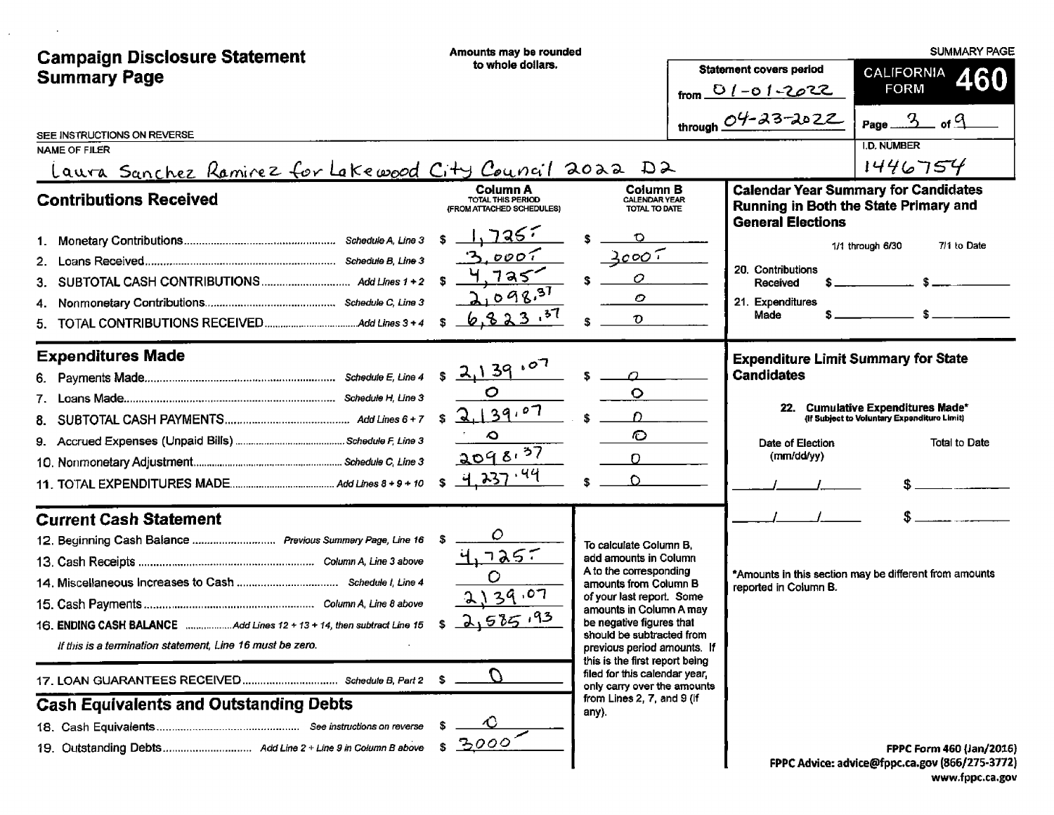# Campaign Disclosure Statement Summary Page

Amounts may be rounded to whole dollars.

SUMMARY PAGE

Statement covers period from 01-01-2022 through 04-23-2022

**CALIFORNIA FORM 460**

Page 3 of 9

SEE INSTRUCTIONS ON REVERSE

NAME OF FILER: Laura Sanchez Ramirez for Lakewood City Council 2022 D2

I.D. NUMBER: 1446754

## Contributions Received

| | | Column A TOTAL THIS PERIOD (FROM ATTACHED SCHEDULES) | Column B CALENDAR YEAR TOTAL TO DATE |
|---|---|---|---|
| 1. Monetary Contributions | Schedule A, Line 3 | $ 1,725 | $ 0 |
| 2. Loans Received | Schedule B, Line 3 | 3,000 | 3000 |
| 3. SUBTOTAL CASH CONTRIBUTIONS | Add Lines 1 + 2 | $ 4,725 | $ 0 |
| 4. Nonmonetary Contributions | Schedule C, Line 3 | 2,098.37 | 0 |
| 5. TOTAL CONTRIBUTIONS RECEIVED | Add Lines 3 + 4 | $ 6,823.37 | $ 0 |

## Expenditures Made

| | | Column A | Column B |
|---|---|---|---|
| 6. Payments Made | Schedule E, Line 4 | $ 2,139.07 | $ 0 |
| 7. Loans Made | Schedule H, Line 3 | 0 | 0 |
| 8. SUBTOTAL CASH PAYMENTS | Add Lines 6 + 7 | $ 2,139.07 | $ 0 |
| 9. Accrued Expenses (Unpaid Bills) | Schedule F, Line 3 | 0 | 0 |
| 10. Nonmonetary Adjustment | Schedule C, Line 3 | 2098.37 | 0 |
| 11. TOTAL EXPENDITURES MADE | Add Lines 8 + 9 + 10 | $ 4,237.44 | $ 0 |

## Current Cash Statement

| | | |
|---|---|---|
| 12. Beginning Cash Balance | Previous Summary Page, Line 16 | $ 0 |
| 13. Cash Receipts | Column A, Line 3 above | 4,725 |
| 14. Miscellaneous Increases to Cash | Schedule I, Line 4 | 0 |
| 15. Cash Payments | Column A, Line 8 above | 2,139.07 |
| 16. **ENDING CASH BALANCE** | Add Lines 12 + 13 + 14, then subtract Line 15 | $ 2,585.93 |

*If this is a termination statement, Line 16 must be zero.*

| | | |
|---|---|---|
| 17. LOAN GUARANTEES RECEIVED | Schedule B, Part 2 | $ 0 |

To calculate Column B, add amounts in Column A to the corresponding amounts from Column B of your last report. Some amounts in Column A may be negative figures that should be subtracted from previous period amounts. If this is the first report being filed for this calendar year, only carry over the amounts from Lines 2, 7, and 9 (if any).

## Cash Equivalents and Outstanding Debts

| | | |
|---|---|---|
| 18. Cash Equivalents | See instructions on reverse | $ 0 |
| 19. Outstanding Debts | Add Line 2 + Line 9 in Column B above | $ 3000 |

## Calendar Year Summary for Candidates Running in Both the State Primary and General Elections

| | 1/1 through 6/30 | 7/1 to Date |
|---|---|---|
| 20. Contributions Received | $ | $ |
| 21. Expenditures Made | $ | $ |

## Expenditure Limit Summary for State Candidates

22. Cumulative Expenditures Made* (If Subject to Voluntary Expenditure Limit)

| Date of Election (mm/dd/yy) | Total to Date |
|---|---|
| / / | $ |
| / / | $ |

*Amounts in this section may be different from amounts reported in Column B.

FPPC Form 460 (Jan/2016)
FPPC Advice: advice@fppc.ca.gov (866/275-3772)
www.fppc.ca.gov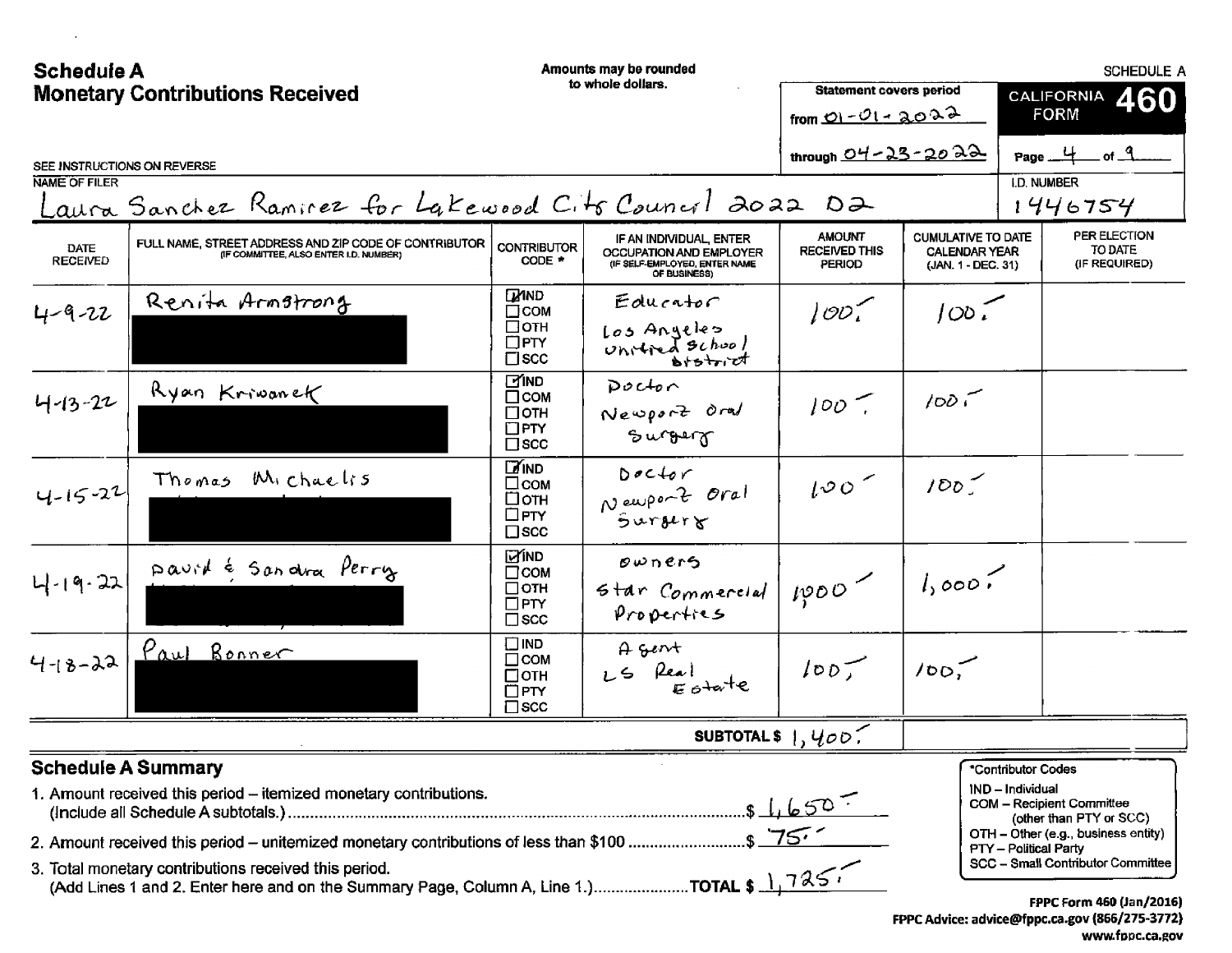## Schedule A
## Monetary Contributions Received

Amounts may be rounded to whole dollars.

SCHEDULE A

**CALIFORNIA FORM 460**

Statement covers period from 01-01-2022 through 04-23-2022

Page 4 of 9

SEE INSTRUCTIONS ON REVERSE

NAME OF FILER: Laura Sanchez Ramirez for Lakewood City Council 2022 D2

I.D. NUMBER: 1446754

| DATE RECEIVED | FULL NAME, STREET ADDRESS AND ZIP CODE OF CONTRIBUTOR (IF COMMITTEE, ALSO ENTER I.D. NUMBER) | CONTRIBUTOR CODE * | IF AN INDIVIDUAL, ENTER OCCUPATION AND EMPLOYER (IF SELF-EMPLOYED, ENTER NAME OF BUSINESS) | AMOUNT RECEIVED THIS PERIOD | CUMULATIVE TO DATE CALENDAR YEAR (JAN. 1 - DEC. 31) | PER ELECTION TO DATE (IF REQUIRED) |
|---|---|---|---|---|---|---|
| 4-9-22 | Renita Armstrong [REDACTED] | ☑ IND ☐ COM ☐ OTH ☐ PTY ☐ SCC | Educator, Los Angeles Unified School District | 100. | 100. | |
| 4-13-22 | Ryan Kriwanek [REDACTED] | ☑ IND ☐ COM ☐ OTH ☐ PTY ☐ SCC | Doctor, Newport Oral Surgery | 100. | 100. | |
| 4-15-22 | Thomas Michaelis [REDACTED] | ☑ IND ☐ COM ☐ OTH ☐ PTY ☐ SCC | Doctor, Newport Oral Surgery | 100 | 100. | |
| 4-19-22 | David & Sandra Perry [REDACTED] | ☑ IND ☐ COM ☐ OTH ☐ PTY ☐ SCC | Owners, Star Commercial Properties | 1000 | 1,000. | |
| 4-18-22 | Paul Bonner [REDACTED] | ☐ IND ☐ COM ☐ OTH ☐ PTY ☐ SCC | Agent, LS Real Estate | 100. | 100. | |
| | | | SUBTOTAL $ | 1,400. | | |

### Schedule A Summary

1. Amount received this period – itemized monetary contributions. (Include all Schedule A subtotals.) ........ $ 1,650.
2. Amount received this period – unitemized monetary contributions of less than $100 ........ $ 75.
3. Total monetary contributions received this period. (Add Lines 1 and 2. Enter here and on the Summary Page, Column A, Line 1.) ........ TOTAL $ 1,725.

*Contributor Codes
- IND – Individual
- COM – Recipient Committee (other than PTY or SCC)
- OTH – Other (e.g., business entity)
- PTY – Political Party
- SCC – Small Contributor Committee

FPPC Form 460 (Jan/2016)
FPPC Advice: advice@fppc.ca.gov (866/275-3772)
www.fppc.ca.gov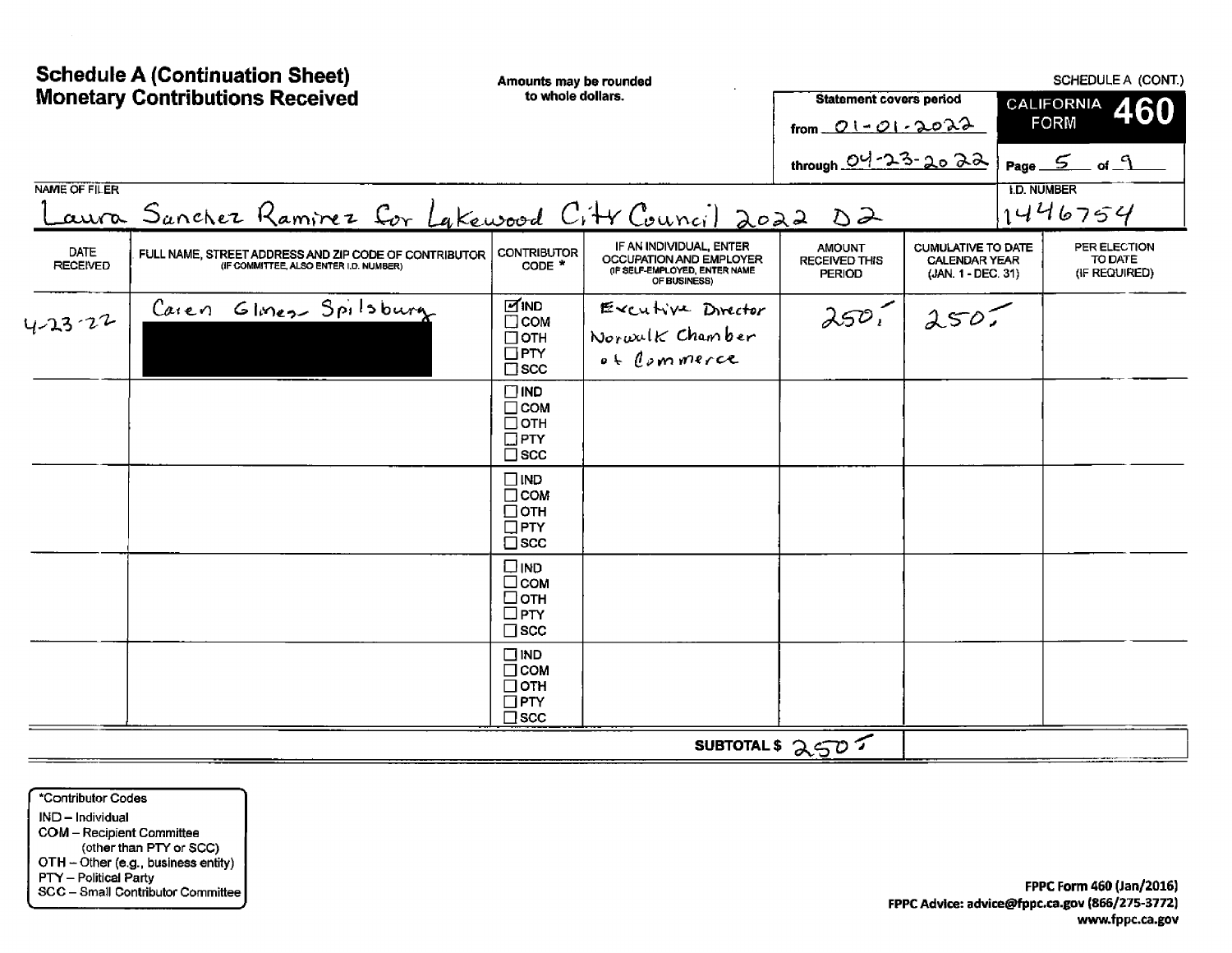# Schedule A (Continuation Sheet)
# Monetary Contributions Received

Amounts may be rounded to whole dollars.

SCHEDULE A (CONT.)

**CALIFORNIA FORM 460**

Statement covers period
from 01-01-2022
through 04-23-2022

NAME OF FILER
Laura Sanchez Ramirez for Lakewood City Council 2022 D2

I.D. NUMBER
1446754

| DATE RECEIVED | FULL NAME, STREET ADDRESS AND ZIP CODE OF CONTRIBUTOR (IF COMMITTEE, ALSO ENTER I.D. NUMBER) | CONTRIBUTOR CODE * | IF AN INDIVIDUAL, ENTER OCCUPATION AND EMPLOYER (IF SELF-EMPLOYED, ENTER NAME OF BUSINESS) | AMOUNT RECEIVED THIS PERIOD | CUMULATIVE TO DATE CALENDAR YEAR (JAN. 1 - DEC. 31) | PER ELECTION TO DATE (IF REQUIRED) |
|---|---|---|---|---|---|---|
| 4-23-22 | Caren Glines-Spilsbury [REDACTED] | ☑ IND ☐ COM ☐ OTH ☐ PTY ☐ SCC | Executive Director Norwalk Chamber of Commerce | 250.— | 250.— | |
| | | ☐ IND ☐ COM ☐ OTH ☐ PTY ☐ SCC | | | | |
| | | ☐ IND ☐ COM ☐ OTH ☐ PTY ☐ SCC | | | | |
| | | ☐ IND ☐ COM ☐ OTH ☐ PTY ☐ SCC | | | | |
| | | ☐ IND ☐ COM ☐ OTH ☐ PTY ☐ SCC | | | | |

SUBTOTAL $ 250.—

*Contributor Codes
IND – Individual
COM – Recipient Committee (other than PTY or SCC)
OTH – Other (e.g., business entity)
PTY – Political Party
SCC – Small Contributor Committee

FPPC Form 460 (Jan/2016)
FPPC Advice: advice@fppc.ca.gov (866/275-3772)
www.fppc.ca.gov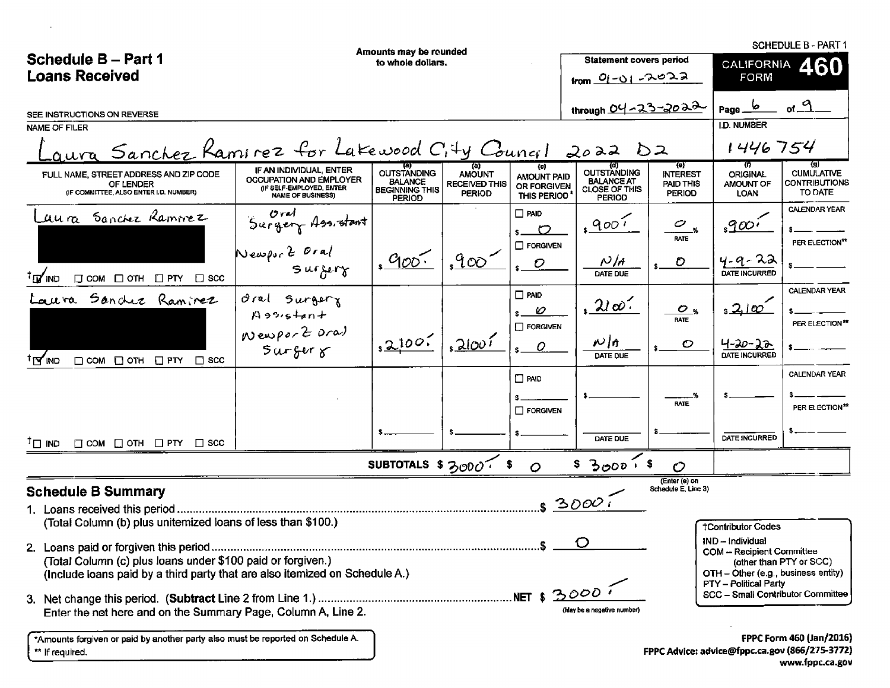# Schedule B – Part 1
## Loans Received

Amounts may be rounded to whole dollars.

SEE INSTRUCTIONS ON REVERSE

SCHEDULE B - PART 1

CALIFORNIA FORM **460**

Statement covers period from 01-01-2022 through 04-23-2022

Page 6 of 9

NAME OF FILER: Laura Sanchez Ramirez for Lakewood City Council 2022 D2

I.D. NUMBER: 1446754

| FULL NAME, STREET ADDRESS AND ZIP CODE OF LENDER (IF COMMITTEE, ALSO ENTER I.D. NUMBER) | IF AN INDIVIDUAL, ENTER OCCUPATION AND EMPLOYER (IF SELF-EMPLOYED, ENTER NAME OF BUSINESS) | (a) OUTSTANDING BALANCE BEGINNING THIS PERIOD | (b) AMOUNT RECEIVED THIS PERIOD | (c) AMOUNT PAID OR FORGIVEN THIS PERIOD* | (d) OUTSTANDING BALANCE AT CLOSE OF THIS PERIOD | (e) INTEREST PAID THIS PERIOD | (f) ORIGINAL AMOUNT OF LOAN | (g) CUMULATIVE CONTRIBUTIONS TO DATE |
|---|---|---|---|---|---|---|---|---|
| Laura Sanchez Ramirez [REDACTED] †☑ IND ☐ COM ☐ OTH ☐ PTY ☐ SCC | Oral Surgery Assistant Newport Oral Surgery | $900. | $900 | ☐ PAID $ 0 ☐ FORGIVEN $ 0 | $900. DATE DUE: N/A | 0 % RATE $ 0 | $900. DATE INCURRED: 4-9-22 | CALENDAR YEAR $ PER ELECTION** $ |
| Laura Sanchez Ramirez [REDACTED] †☑ IND ☐ COM ☐ OTH ☐ PTY ☐ SCC | Oral Surgery Assistant Newport Oral Surgery | $2100. | $2100. | ☐ PAID $ 0 ☐ FORGIVEN $ 0 | $2100. DATE DUE: N/A | 0 % RATE $ 0 | $2100 DATE INCURRED: 4-20-22 | CALENDAR YEAR $ PER ELECTION** $ |
| †☐ IND ☐ COM ☐ OTH ☐ PTY ☐ SCC | | $ | $ | ☐ PAID $ ☐ FORGIVEN $ | $ DATE DUE | % RATE $ | $ DATE INCURRED | CALENDAR YEAR $ PER ELECTION** $ |
| | SUBTOTALS | $3000. | $ 0 | | $3000. | $ 0 (Enter (e) on Schedule E, Line 3) | | |

## Schedule B Summary

1. Loans received this period ........................................ $ 3000.
   (Total Column (b) plus unitemized loans of less than $100.)
2. Loans paid or forgiven this period ........................................ $ 0
   (Total Column (c) plus loans under $100 paid or forgiven.)
   (Include loans paid by a third party that are also itemized on Schedule A.)
3. Net change this period. (**Subtract Line 2 from Line 1.**) ........................................ NET $ 3000.
   Enter the net here and on the Summary Page, Column A, Line 2. (May be a negative number)

†Contributor Codes
- IND – Individual
- COM – Recipient Committee (other than PTY or SCC)
- OTH – Other (e.g., business entity)
- PTY – Political Party
- SCC – Small Contributor Committee

*Amounts forgiven or paid by another party also must be reported on Schedule A.
** If required.

**FPPC Form 460 (Jan/2016)**
**FPPC Advice: advice@fppc.ca.gov (866/275-3772)**
**www.fppc.ca.gov**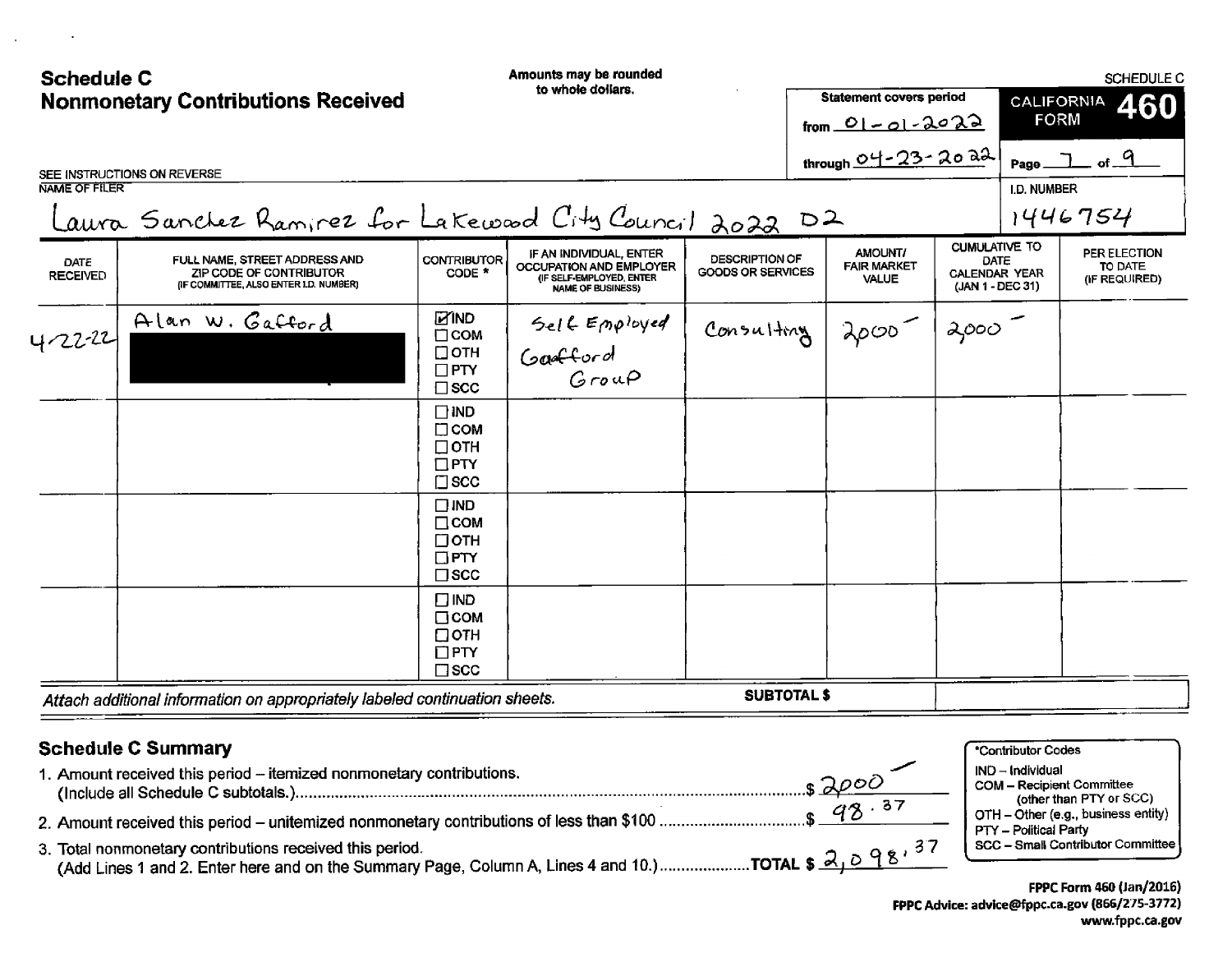# Schedule C
## Nonmonetary Contributions Received

Amounts may be rounded to whole dollars.

SCHEDULE C

CALIFORNIA FORM **460**

Statement covers period
from 01-01-2022
through 04-23-2022

Page 7 of 9

SEE INSTRUCTIONS ON REVERSE

NAME OF FILER: Laura Sanchez Ramirez for Lakewood City Council 2022 D2

I.D. NUMBER: 1446754

| DATE RECEIVED | FULL NAME, STREET ADDRESS AND ZIP CODE OF CONTRIBUTOR (IF COMMITTEE, ALSO ENTER I.D. NUMBER) | CONTRIBUTOR CODE * | IF AN INDIVIDUAL, ENTER OCCUPATION AND EMPLOYER (IF SELF-EMPLOYED, ENTER NAME OF BUSINESS) | DESCRIPTION OF GOODS OR SERVICES | AMOUNT/ FAIR MARKET VALUE | CUMULATIVE TO DATE CALENDAR YEAR (JAN 1 - DEC 31) | PER ELECTION TO DATE (IF REQUIRED) |
|---|---|---|---|---|---|---|---|
| 4-22-22 | Alan W. Gafford [REDACTED] | ☒ IND ☐ COM ☐ OTH ☐ PTY ☐ SCC | Self Employed Gafford Group | Consulting | 2000 | 2000 | |
| | | ☐ IND ☐ COM ☐ OTH ☐ PTY ☐ SCC | | | | | |
| | | ☐ IND ☐ COM ☐ OTH ☐ PTY ☐ SCC | | | | | |
| | | ☐ IND ☐ COM ☐ OTH ☐ PTY ☐ SCC | | | | | |

*Attach additional information on appropriately labeled continuation sheets.* **SUBTOTAL $**

## Schedule C Summary

1. Amount received this period – itemized nonmonetary contributions. (Include all Schedule C subtotals.) ..... $ 2000
2. Amount received this period – unitemized nonmonetary contributions of less than $100 ..... $ 98.37
3. Total nonmonetary contributions received this period. (Add Lines 1 and 2. Enter here and on the Summary Page, Column A, Lines 4 and 10.) ..... **TOTAL $** 2,098.37

*Contributor Codes
- IND – Individual
- COM – Recipient Committee (other than PTY or SCC)
- OTH – Other (e.g., business entity)
- PTY – Political Party
- SCC – Small Contributor Committee

**FPPC Form 460 (Jan/2016)**
**FPPC Advice: advice@fppc.ca.gov (866/275-3772)**
**www.fppc.ca.gov**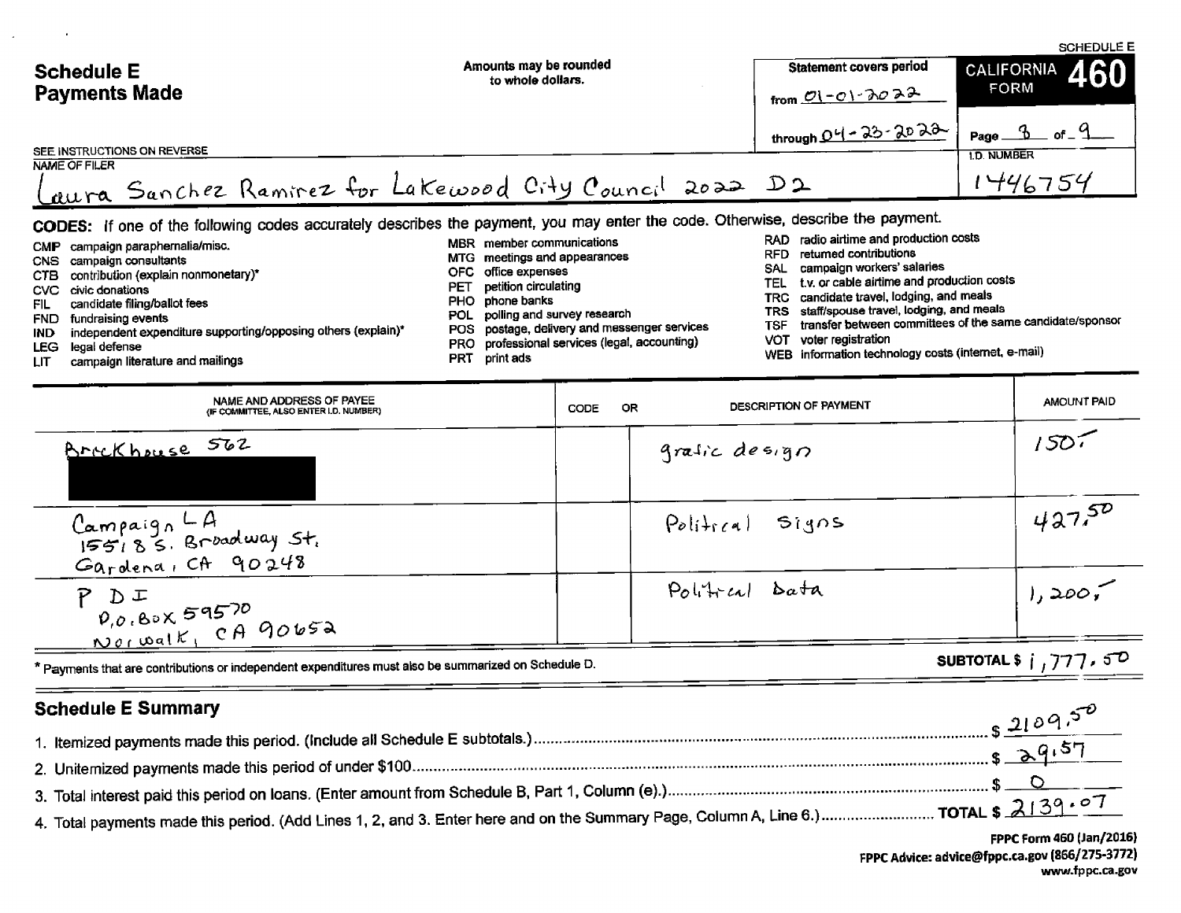SCHEDULE E

# Schedule E Payments Made

Amounts may be rounded to whole dollars.

| Statement covers period | CALIFORNIA FORM 460 |
|---|---|
| from 01-01-2022 | |
| through 04-23-2022 | Page 8 of 9 |

SEE INSTRUCTIONS ON REVERSE

NAME OF FILER: Laura Sanchez Ramirez for Lakewood City Council 2022 D2

I.D. NUMBER: 1446754

**CODES:** If one of the following codes accurately describes the payment, you may enter the code. Otherwise, describe the payment.

- CMP campaign paraphernalia/misc.
- CNS campaign consultants
- CTB contribution (explain nonmonetary)*
- CVC civic donations
- FIL candidate filing/ballot fees
- FND fundraising events
- IND independent expenditure supporting/opposing others (explain)*
- LEG legal defense
- LIT campaign literature and mailings
- MBR member communications
- MTG meetings and appearances
- OFC office expenses
- PET petition circulating
- PHO phone banks
- POL polling and survey research
- POS postage, delivery and messenger services
- PRO professional services (legal, accounting)
- PRT print ads
- RAD radio airtime and production costs
- RFD returned contributions
- SAL campaign workers' salaries
- TEL t.v. or cable airtime and production costs
- TRC candidate travel, lodging, and meals
- TRS staff/spouse travel, lodging, and meals
- TSF transfer between committees of the same candidate/sponsor
- VOT voter registration
- WEB information technology costs (internet, e-mail)

| NAME AND ADDRESS OF PAYEE (IF COMMITTEE, ALSO ENTER I.D. NUMBER) | CODE | OR DESCRIPTION OF PAYMENT | AMOUNT PAID |
|---|---|---|---|
| Brickhouse 562 [REDACTED] | | grafic design | 150.- |
| Campaign LA 15518 S. Broadway St. Gardena, CA 90248 | | Political Signs | 427.50 |
| P D I P.O. Box 59570 Norwalk, CA 90652 | | Political Data | 1,200.- |

\* Payments that are contributions or independent expenditures must also be summarized on Schedule D.

**SUBTOTAL $** 1,777.50

## Schedule E Summary

1. Itemized payments made this period. (Include all Schedule E subtotals.) $ 2109.50
2. Unitemized payments made this period of under $100 $ 29.57
3. Total interest paid this period on loans. (Enter amount from Schedule B, Part 1, Column (e).) $ 0
4. Total payments made this period. (Add Lines 1, 2, and 3. Enter here and on the Summary Page, Column A, Line 6.) **TOTAL $** 2139.07

FPPC Form 460 (Jan/2016)
FPPC Advice: advice@fppc.ca.gov (866/275-3772)
www.fppc.ca.gov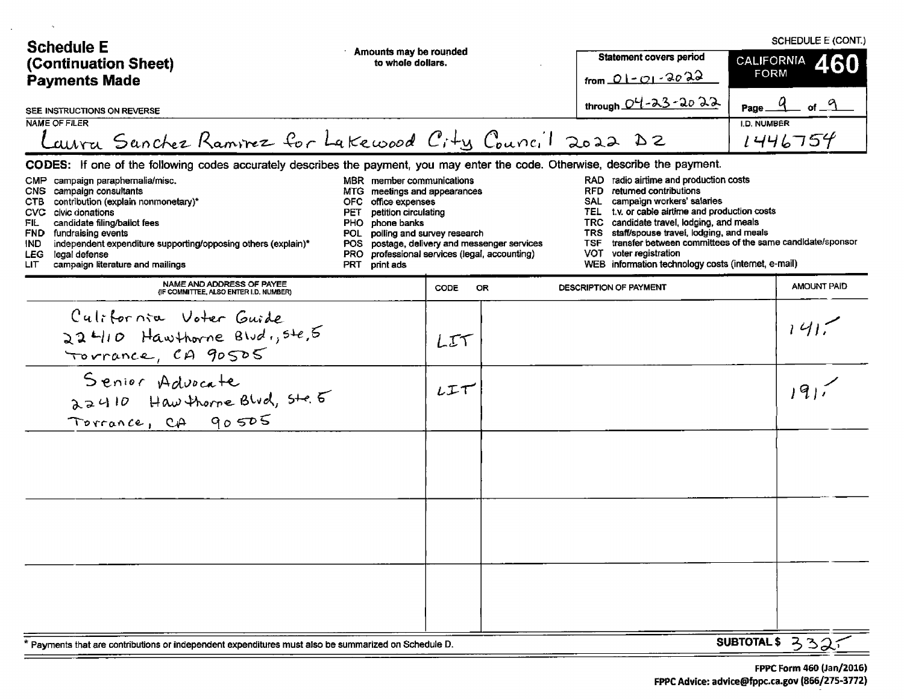SCHEDULE E (CONT.)

# Schedule E (Continuation Sheet) Payments Made

Amounts may be rounded to whole dollars.

SEE INSTRUCTIONS ON REVERSE

| Statement covers period | CALIFORNIA FORM 460 |
|---|---|
| from 01-01-2022 | Page 9 of 9 |
| through 04-23-2022 | |

NAME OF FILER: Laura Sanchez Ramirez for Lakewood City Council 2022 D2

I.D. NUMBER: 1446754

**CODES:** If one of the following codes accurately describes the payment, you may enter the code. Otherwise, describe the payment.

- CMP campaign paraphernalia/misc.
- CNS campaign consultants
- CTB contribution (explain nonmonetary)*
- CVC civic donations
- FIL candidate filing/ballot fees
- FND fundraising events
- IND independent expenditure supporting/opposing others (explain)*
- LEG legal defense
- LIT campaign literature and mailings
- MBR member communications
- MTG meetings and appearances
- OFC office expenses
- PET petition circulating
- PHO phone banks
- POL polling and survey research
- POS postage, delivery and messenger services
- PRO professional services (legal, accounting)
- PRT print ads
- RAD radio airtime and production costs
- RFD returned contributions
- SAL campaign workers' salaries
- TEL t.v. or cable airtime and production costs
- TRC candidate travel, lodging, and meals
- TRS staff/spouse travel, lodging, and meals
- TSF transfer between committees of the same candidate/sponsor
- VOT voter registration
- WEB information technology costs (internet, e-mail)

| NAME AND ADDRESS OF PAYEE (IF COMMITTEE, ALSO ENTER I.D. NUMBER) | CODE | OR DESCRIPTION OF PAYMENT | AMOUNT PAID |
|---|---|---|---|
| California Voter Guide, 22410 Hawthorne Blvd., Ste. 5, Torrance, CA 90505 | LIT | | 141.— |
| Senior Advocate, 22410 Hawthorne Blvd, Ste. 5, Torrance, CA 90505 | LIT | | 191.— |
| | | | |
| | | | |
| | | | |

\* Payments that are contributions or independent expenditures must also be summarized on Schedule D.

SUBTOTAL $ 332.—

FPPC Form 460 (Jan/2016)
FPPC Advice: advice@fppc.ca.gov (866/275-3772)